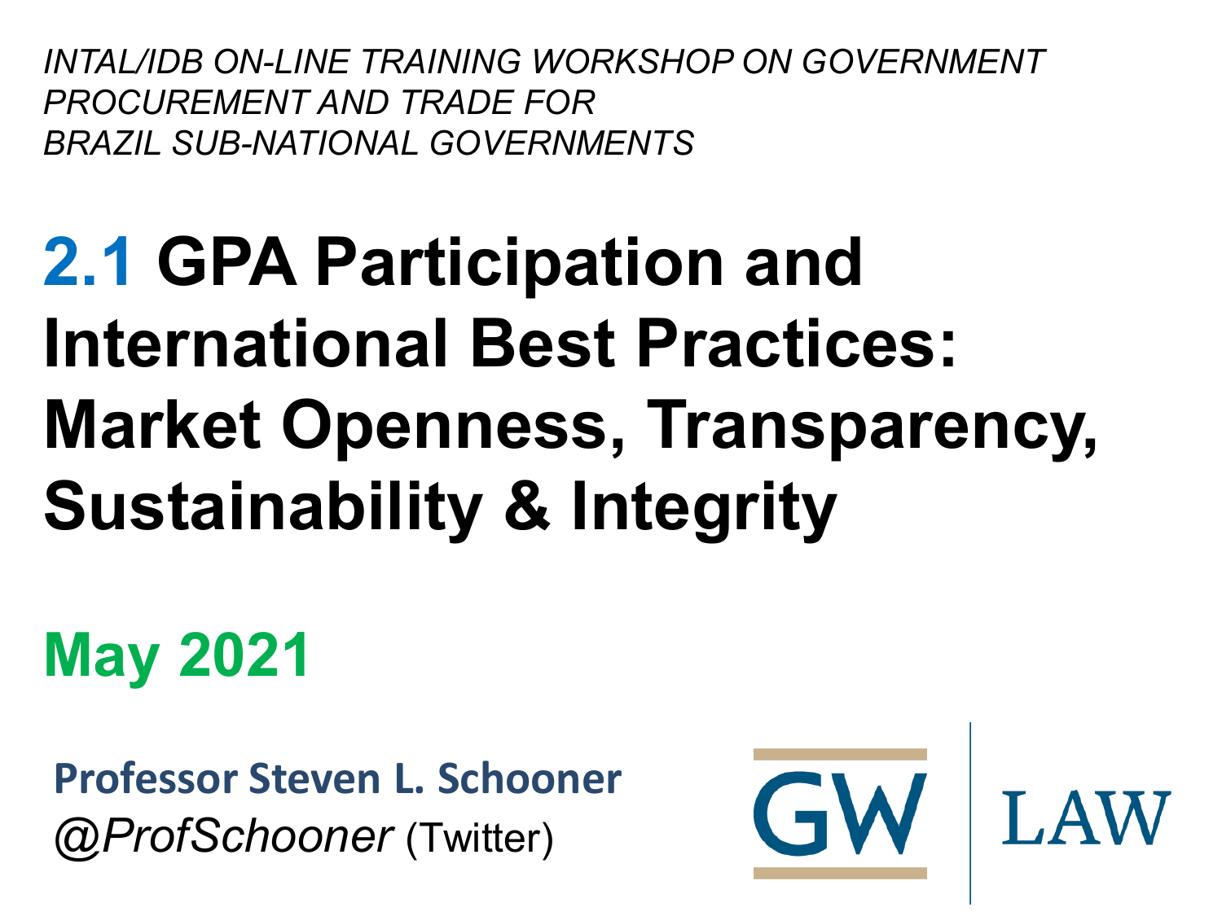*INTAL/IDB ON-LINE TRAINING WORKSHOP ON GOVERNMENT PROCUREMENT AND TRADE FOR BRAZIL SUB-NATIONAL GOVERNMENTS*

# 2.1 GPA Participation and International Best Practices: Market Openness, Transparency, Sustainability & Integrity

**May 2021**

**Professor Steven L. Schooner**
*@ProfSchooner* (Twitter)

GW | LAW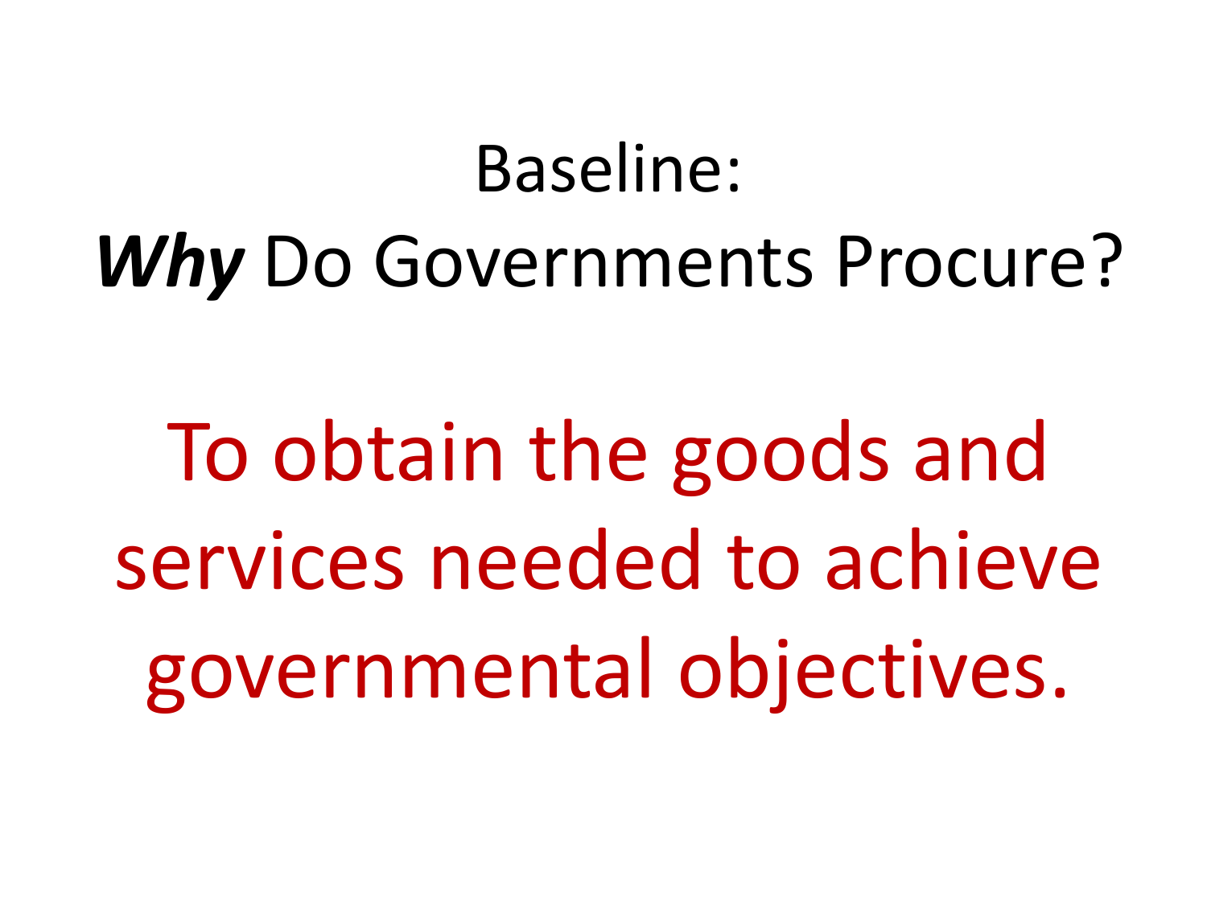# Baseline:
# ***Why*** Do Governments Procure?

To obtain the goods and services needed to achieve governmental objectives.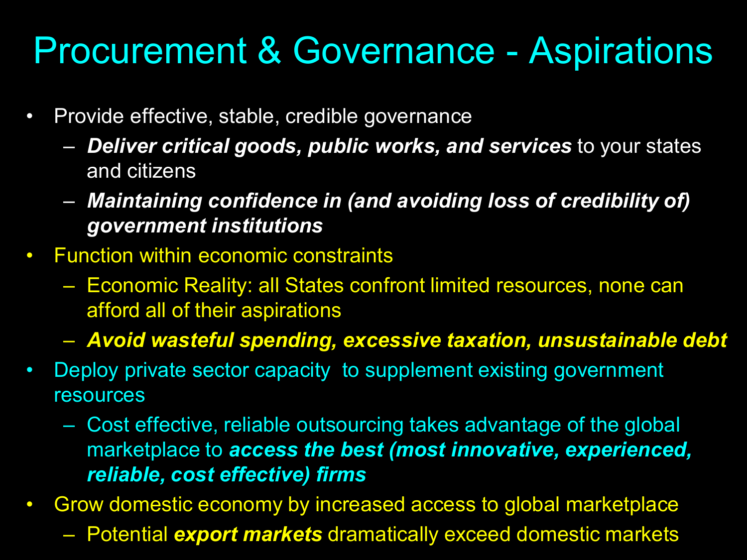# Procurement & Governance - Aspirations

- Provide effective, stable, credible governance
  - ***Deliver critical goods, public works, and services*** to your states and citizens
  - ***Maintaining confidence in (and avoiding loss of credibility of) government institutions***
- Function within economic constraints
  - Economic Reality: all States confront limited resources, none can afford all of their aspirations
  - ***Avoid wasteful spending, excessive taxation, unsustainable debt***
- Deploy private sector capacity to supplement existing government resources
  - Cost effective, reliable outsourcing takes advantage of the global marketplace to ***access the best (most innovative, experienced, reliable, cost effective) firms***
- Grow domestic economy by increased access to global marketplace
  - Potential ***export markets*** dramatically exceed domestic markets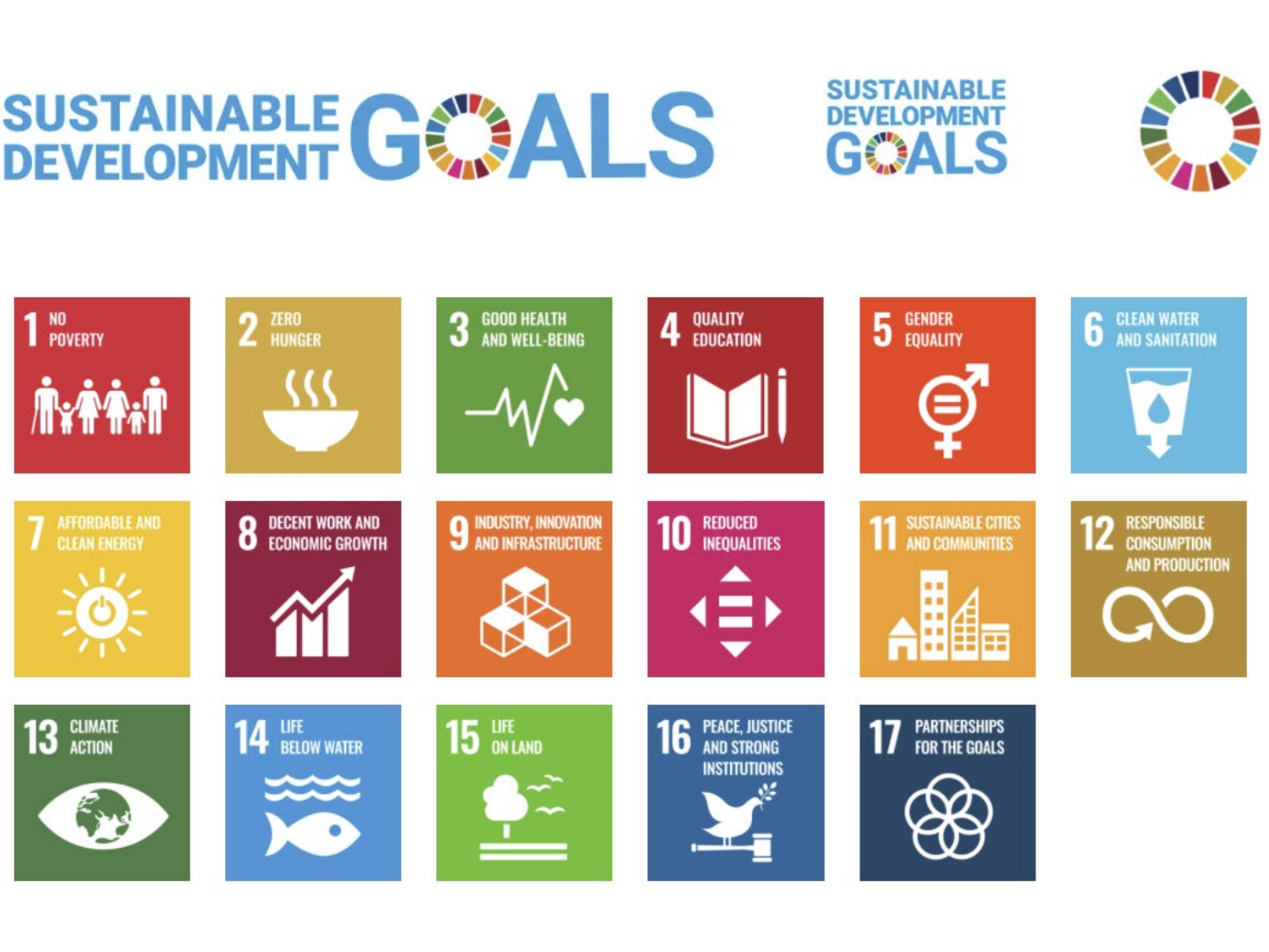# SUSTAINABLE DEVELOPMENT GOALS

1. NO POVERTY
2. ZERO HUNGER
3. GOOD HEALTH AND WELL-BEING
4. QUALITY EDUCATION
5. GENDER EQUALITY
6. CLEAN WATER AND SANITATION
7. AFFORDABLE AND CLEAN ENERGY
8. DECENT WORK AND ECONOMIC GROWTH
9. INDUSTRY, INNOVATION AND INFRASTRUCTURE
10. REDUCED INEQUALITIES
11. SUSTAINABLE CITIES AND COMMUNITIES
12. RESPONSIBLE CONSUMPTION AND PRODUCTION
13. CLIMATE ACTION
14. LIFE BELOW WATER
15. LIFE ON LAND
16. PEACE, JUSTICE AND STRONG INSTITUTIONS
17. PARTNERSHIPS FOR THE GOALS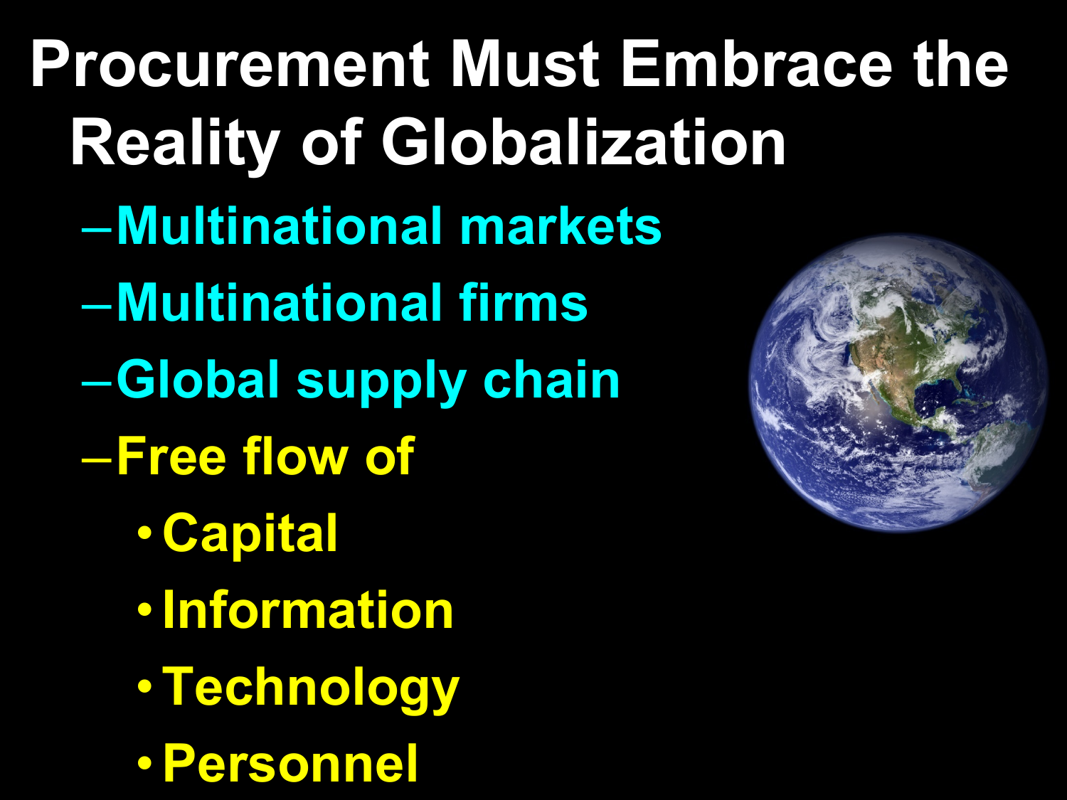# Procurement Must Embrace the Reality of Globalization

- Multinational markets
- Multinational firms
- Global supply chain
- Free flow of
  - Capital
  - Information
  - Technology
  - Personnel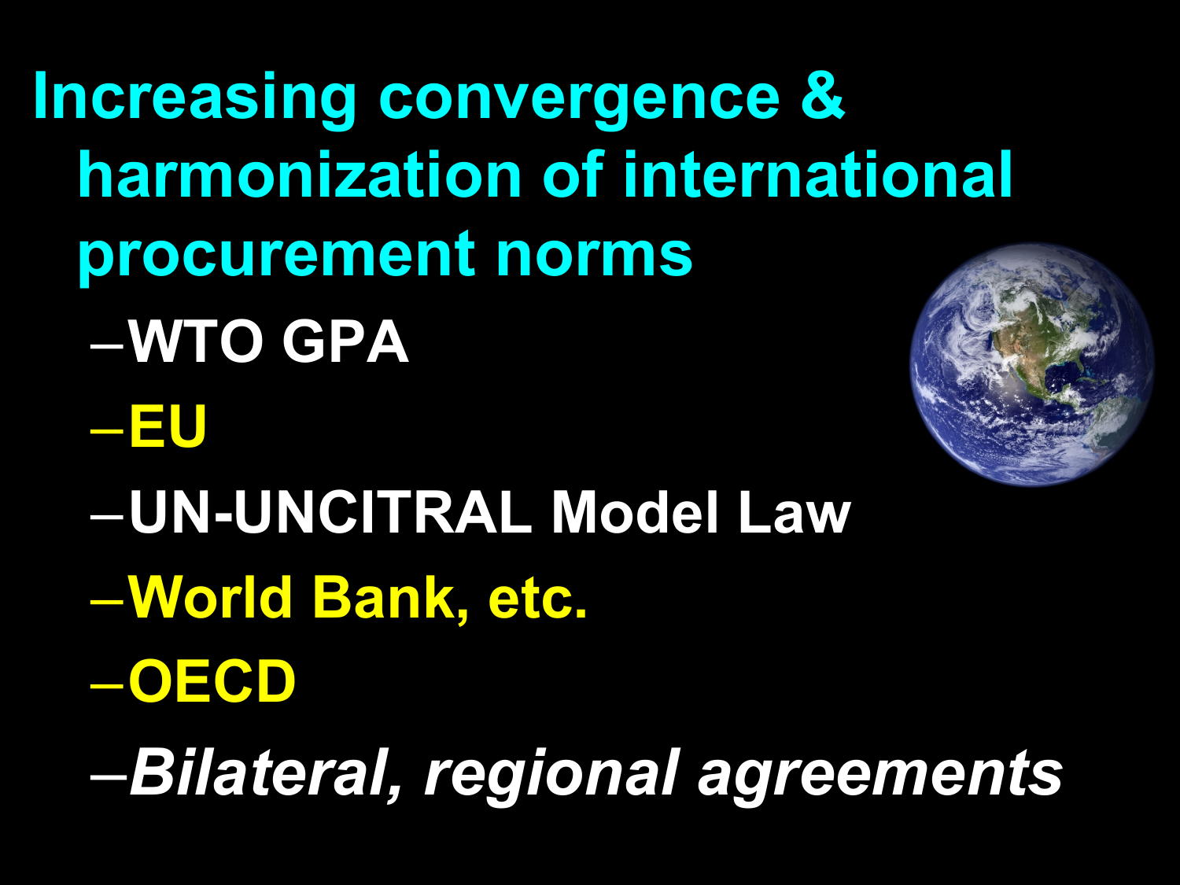# Increasing convergence & harmonization of international procurement norms

- WTO GPA
- EU
- UN-UNCITRAL Model Law
- World Bank, etc.
- OECD
- *Bilateral, regional agreements*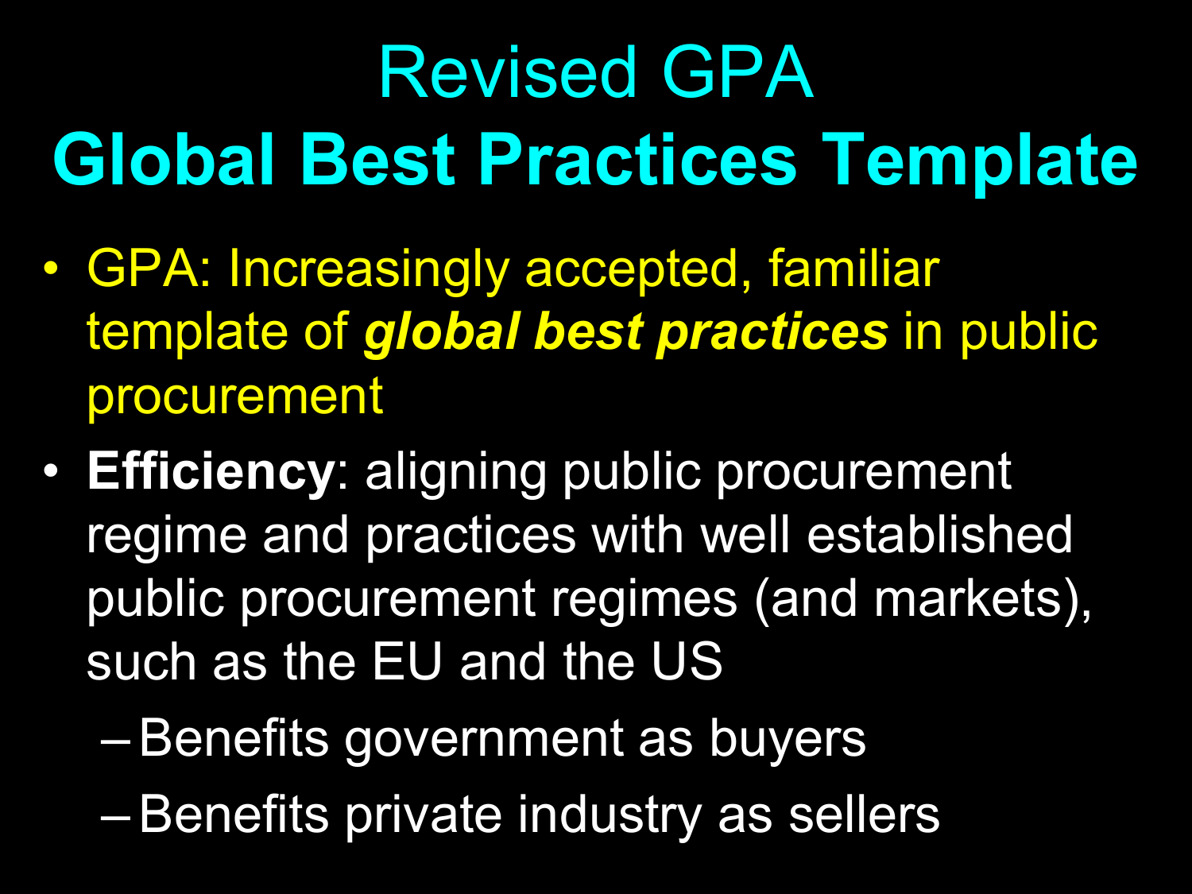# Revised GPA
## Global Best Practices Template

- GPA: Increasingly accepted, familiar template of ***global best practices*** in public procurement
- **Efficiency**: aligning public procurement regime and practices with well established public procurement regimes (and markets), such as the EU and the US
  - Benefits government as buyers
  - Benefits private industry as sellers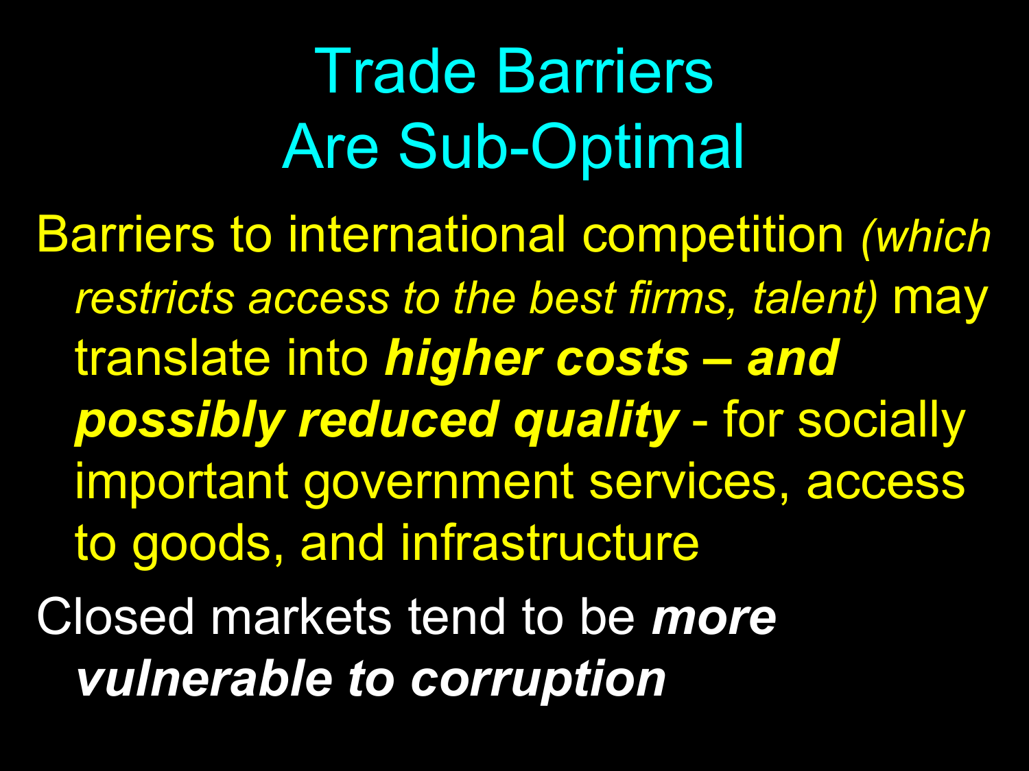# Trade Barriers Are Sub-Optimal

- Barriers to international competition *(which restricts access to the best firms, talent)* may translate into ***higher costs – and possibly reduced quality*** - for socially important government services, access to goods, and infrastructure
- Closed markets tend to be ***more vulnerable to corruption***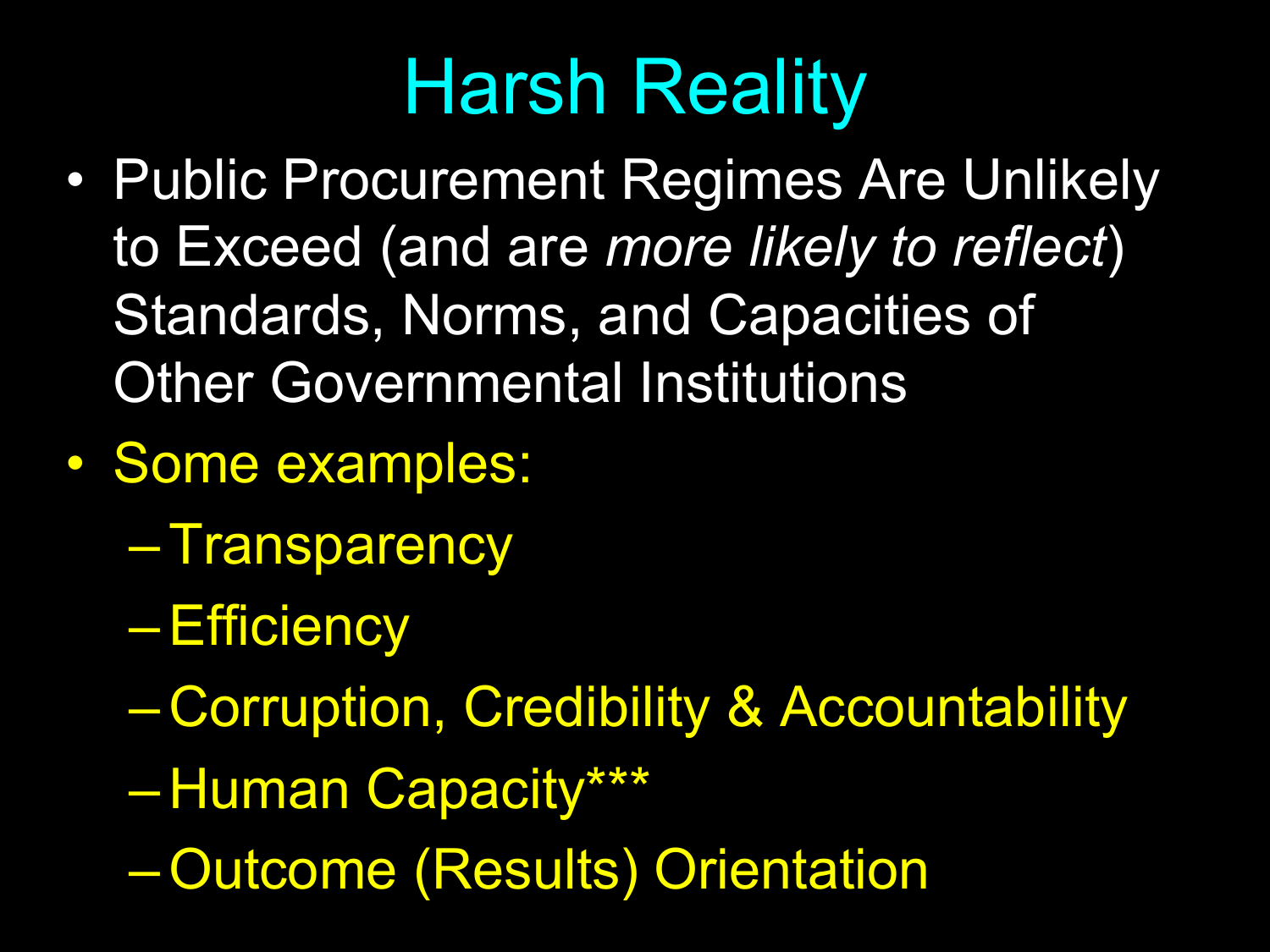# Harsh Reality

- Public Procurement Regimes Are Unlikely to Exceed (and are *more likely to reflect*) Standards, Norms, and Capacities of Other Governmental Institutions
- Some examples:
  - Transparency
  - Efficiency
  - Corruption, Credibility & Accountability
  - Human Capacity***
  - Outcome (Results) Orientation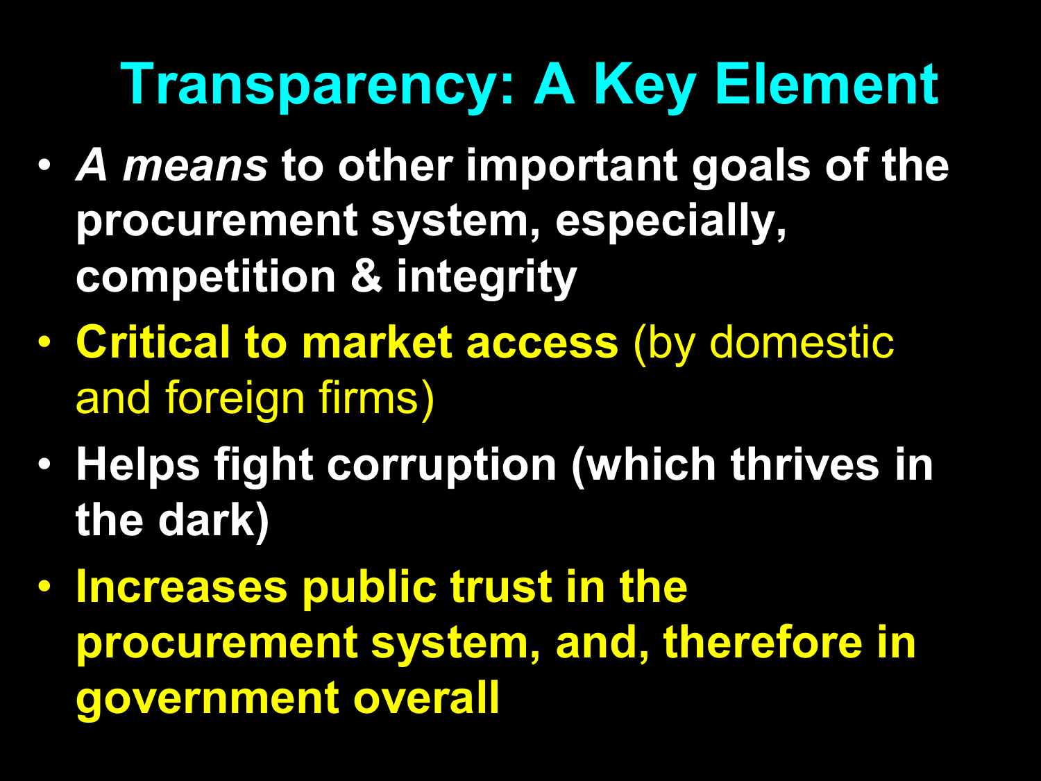# Transparency: A Key Element

- ***A means*** **to other important goals of the procurement system, especially, competition & integrity**
- **Critical to market access** (by domestic and foreign firms)
- **Helps fight corruption (which thrives in the dark)**
- **Increases public trust in the procurement system, and, therefore in government overall**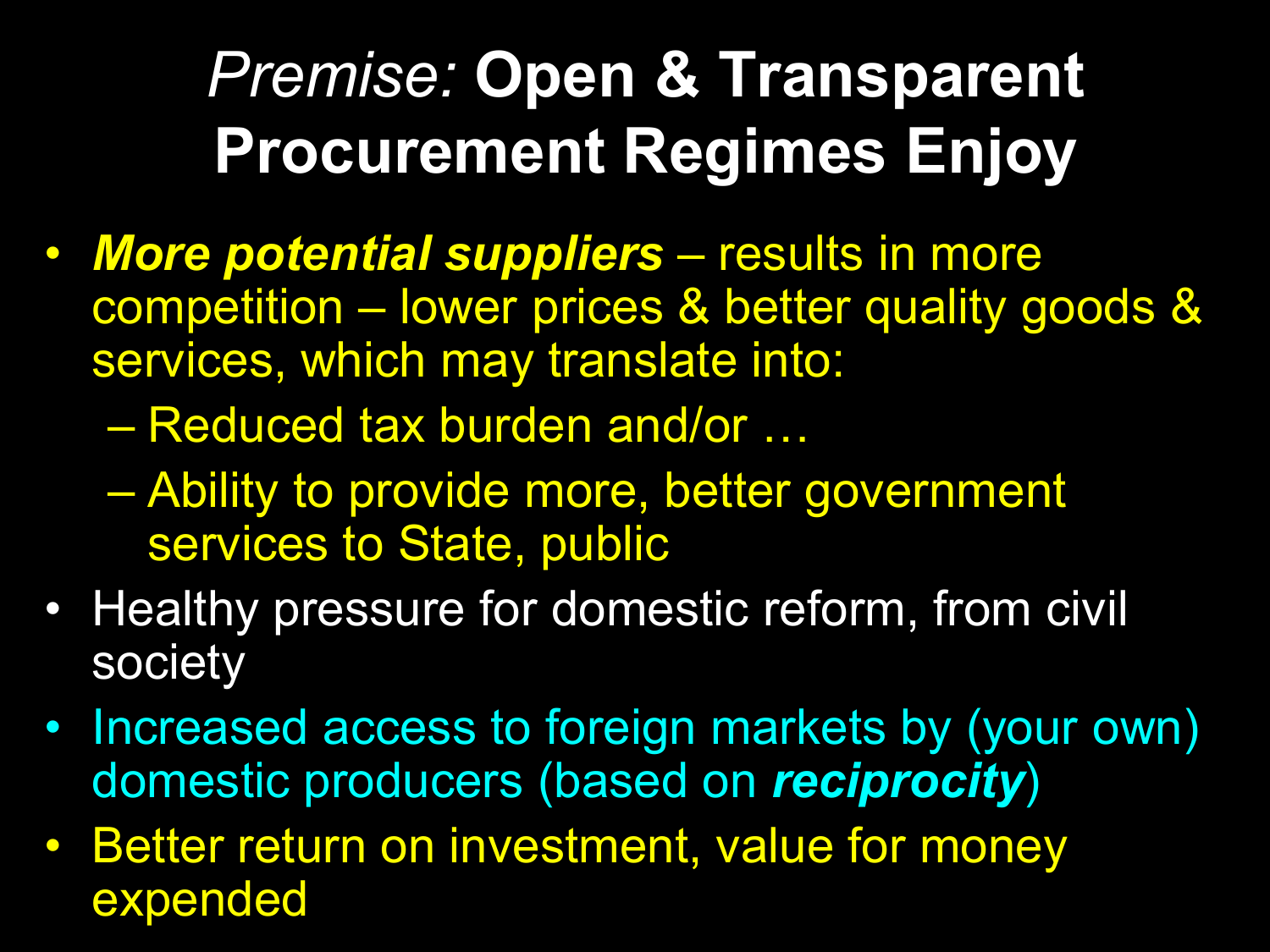# *Premise:* **Open & Transparent Procurement Regimes Enjoy**

- ***More potential suppliers*** – results in more competition – lower prices & better quality goods & services, which may translate into:
  - Reduced tax burden and/or …
  - Ability to provide more, better government services to State, public
- Healthy pressure for domestic reform, from civil society
- Increased access to foreign markets by (your own) domestic producers (based on ***reciprocity***)
- Better return on investment, value for money expended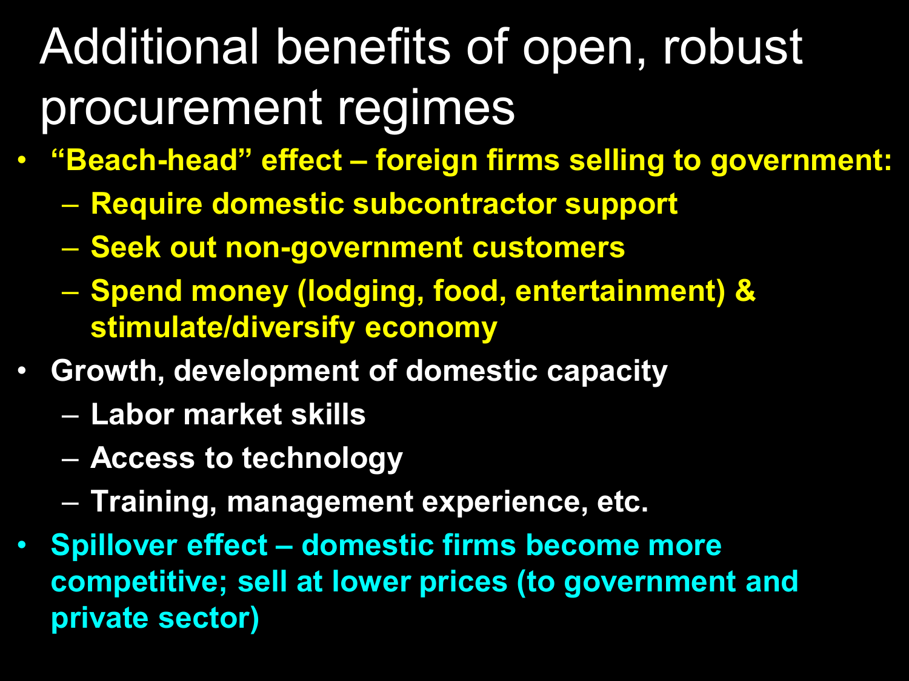# Additional benefits of open, robust procurement regimes

- **"Beach-head" effect – foreign firms selling to government:**
  - **Require domestic subcontractor support**
  - **Seek out non-government customers**
  - **Spend money (lodging, food, entertainment) & stimulate/diversify economy**
- **Growth, development of domestic capacity**
  - **Labor market skills**
  - **Access to technology**
  - **Training, management experience, etc.**
- **Spillover effect – domestic firms become more competitive; sell at lower prices (to government and private sector)**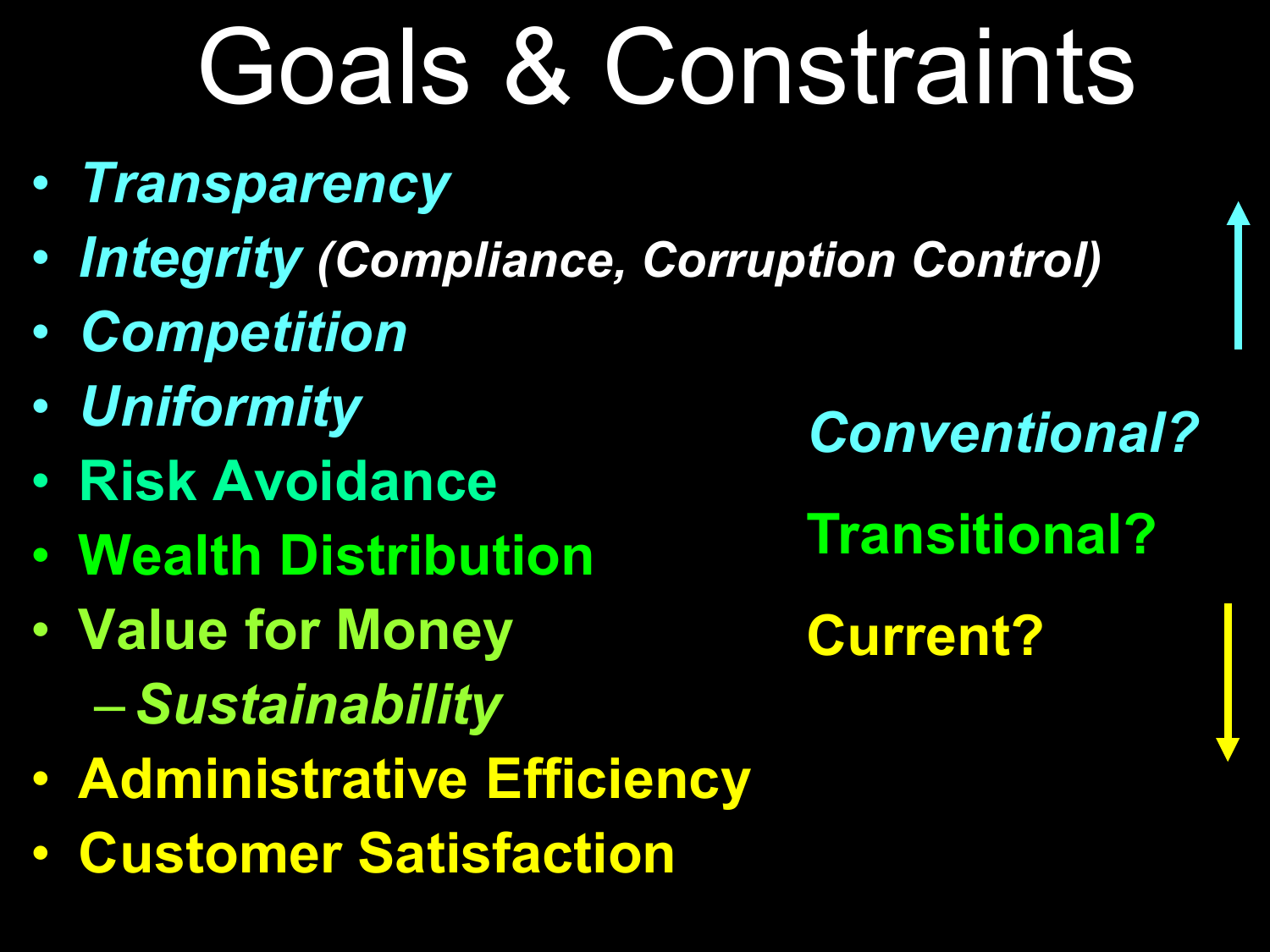# Goals & Constraints

- ***Transparency***
- ***Integrity*** ***(Compliance, Corruption Control)***
- ***Competition***
- ***Uniformity***
- **Risk Avoidance**
- **Wealth Distribution**
- **Value for Money**
  - ***Sustainability***
- **Administrative Efficiency**
- **Customer Satisfaction**

***Conventional?***

**Transitional?**

**Current?**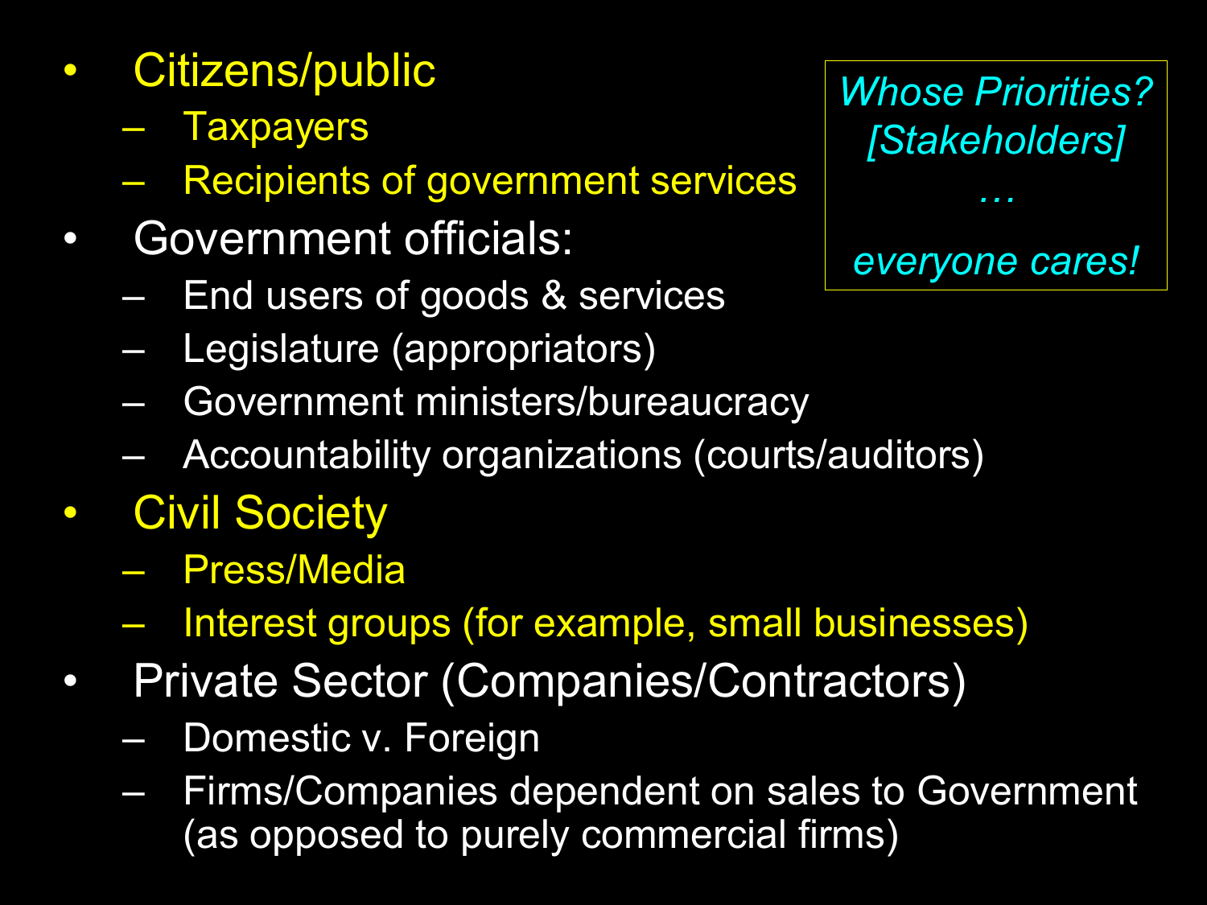*Whose Priorities? [Stakeholders] … everyone cares!*

- Citizens/public
  - Taxpayers
  - Recipients of government services
- Government officials:
  - End users of goods & services
  - Legislature (appropriators)
  - Government ministers/bureaucracy
  - Accountability organizations (courts/auditors)
- Civil Society
  - Press/Media
  - Interest groups (for example, small businesses)
- Private Sector (Companies/Contractors)
  - Domestic v. Foreign
  - Firms/Companies dependent on sales to Government (as opposed to purely commercial firms)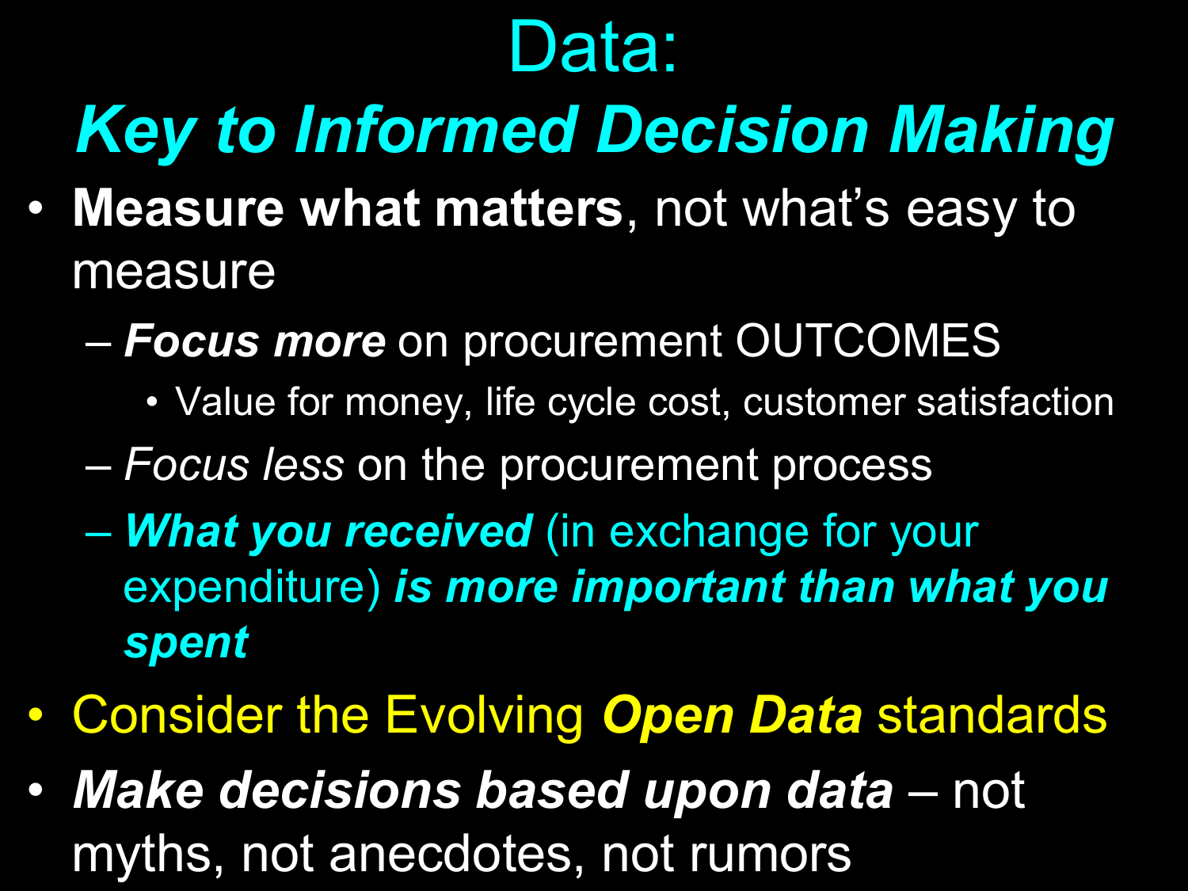# Data:

## *Key to Informed Decision Making*

- **Measure what matters**, not what's easy to measure
  - ***Focus more*** on procurement OUTCOMES
    - Value for money, life cycle cost, customer satisfaction
  - *Focus less* on the procurement process
  - ***What you received*** (in exchange for your expenditure) ***is more important than what you spent***
- Consider the Evolving ***Open Data*** standards
- ***Make decisions based upon data*** – not myths, not anecdotes, not rumors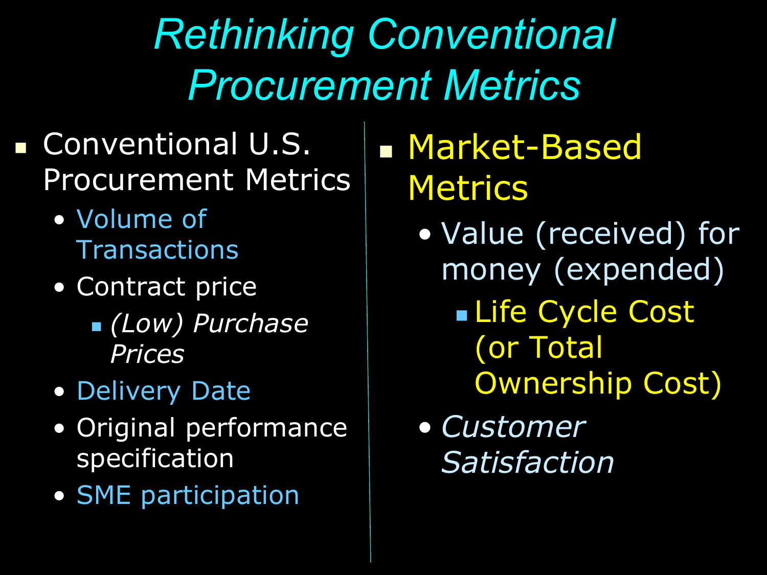# Rethinking Conventional Procurement Metrics

- Conventional U.S. Procurement Metrics
  - Volume of Transactions
  - Contract price
    - *(Low) Purchase Prices*
  - Delivery Date
  - Original performance specification
  - SME participation

- Market-Based Metrics
  - Value (received) for money (expended)
    - Life Cycle Cost (or Total Ownership Cost)
  - *Customer Satisfaction*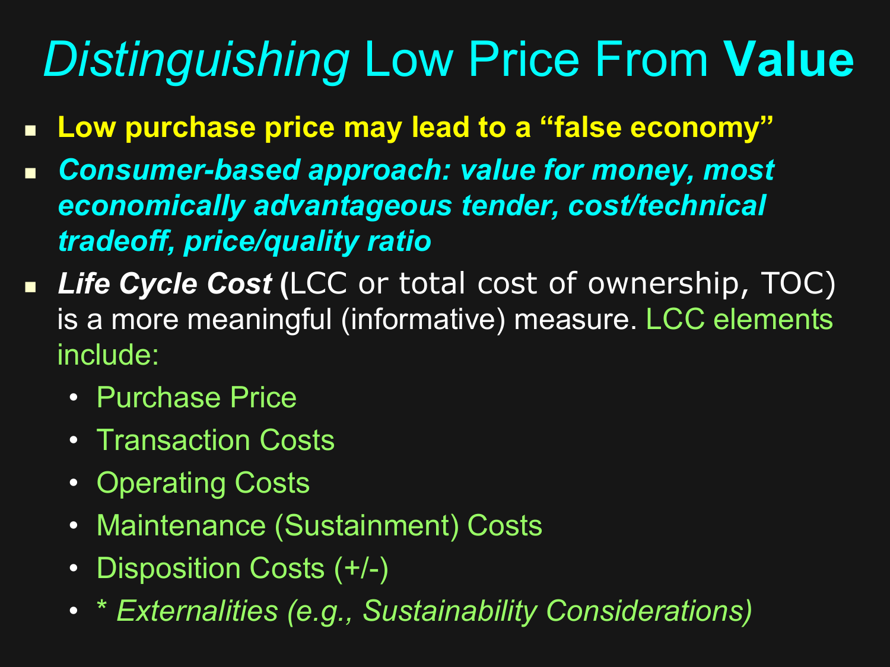# *Distinguishing* Low Price From **Value**

- **Low purchase price may lead to a "false economy"**
- ***Consumer-based approach: value for money, most economically advantageous tender, cost/technical tradeoff, price/quality ratio***
- ***Life Cycle Cost*** (LCC or total cost of ownership, TOC) is a more meaningful (informative) measure. LCC elements include:
  - Purchase Price
  - Transaction Costs
  - Operating Costs
  - Maintenance (Sustainment) Costs
  - Disposition Costs (+/-)
  - * *Externalities (e.g., Sustainability Considerations)*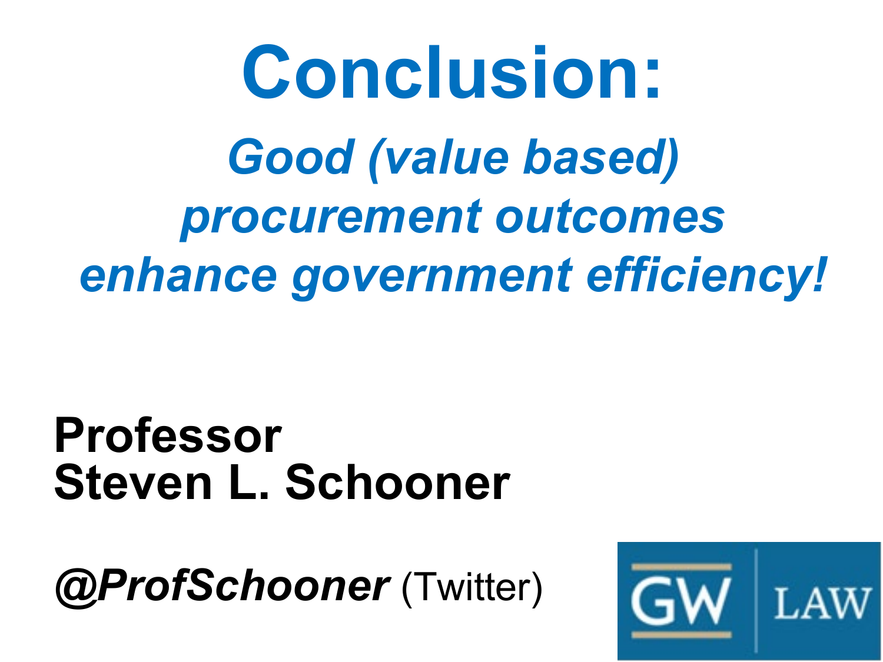# Conclusion:

***Good (value based) procurement outcomes enhance government efficiency!***

**Professor**
**Steven L. Schooner**

***@ProfSchooner*** (Twitter)

GW LAW